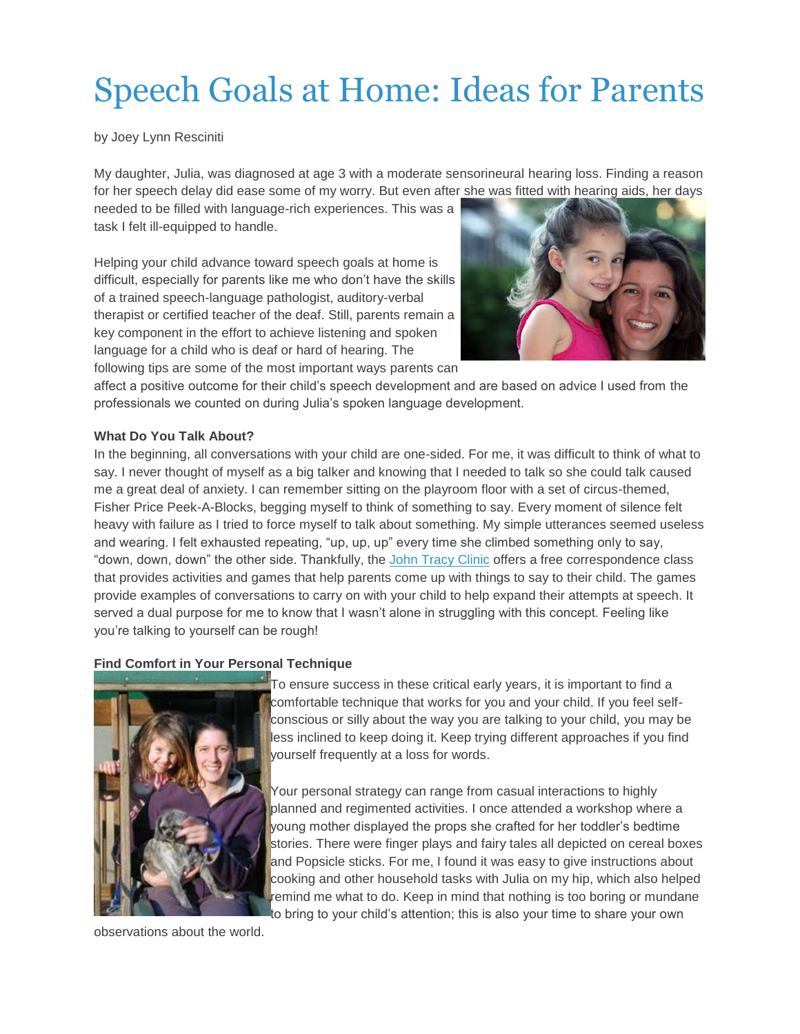# Speech Goals at Home: Ideas for Parents

by Joey Lynn Resciniti

My daughter, Julia, was diagnosed at age 3 with a moderate sensorineural hearing loss. Finding a reason for her speech delay did ease some of my worry. But even after she was fitted with hearing aids, her days needed to be filled with language-rich experiences. This was a task I felt ill-equipped to handle.

Helping your child advance toward speech goals at home is difficult, especially for parents like me who don't have the skills of a trained speech-language pathologist, auditory-verbal therapist or certified teacher of the deaf. Still, parents remain a key component in the effort to achieve listening and spoken language for a child who is deaf or hard of hearing. The following tips are some of the most important ways parents can affect a positive outcome for their child's speech development and are based on advice I used from the professionals we counted on during Julia's spoken language development.

**What Do You Talk About?**

In the beginning, all conversations with your child are one-sided. For me, it was difficult to think of what to say. I never thought of myself as a big talker and knowing that I needed to talk so she could talk caused me a great deal of anxiety. I can remember sitting on the playroom floor with a set of circus-themed, Fisher Price Peek-A-Blocks, begging myself to think of something to say. Every moment of silence felt heavy with failure as I tried to force myself to talk about something. My simple utterances seemed useless and wearing. I felt exhausted repeating, "up, up, up" every time she climbed something only to say, "down, down, down" the other side. Thankfully, the John Tracy Clinic offers a free correspondence class that provides activities and games that help parents come up with things to say to their child. The games provide examples of conversations to carry on with your child to help expand their attempts at speech. It served a dual purpose for me to know that I wasn't alone in struggling with this concept. Feeling like you're talking to yourself can be rough!

**Find Comfort in Your Personal Technique**

To ensure success in these critical early years, it is important to find a comfortable technique that works for you and your child. If you feel self-conscious or silly about the way you are talking to your child, you may be less inclined to keep doing it. Keep trying different approaches if you find yourself frequently at a loss for words.

Your personal strategy can range from casual interactions to highly planned and regimented activities. I once attended a workshop where a young mother displayed the props she crafted for her toddler's bedtime stories. There were finger plays and fairy tales all depicted on cereal boxes and Popsicle sticks. For me, I found it was easy to give instructions about cooking and other household tasks with Julia on my hip, which also helped remind me what to do. Keep in mind that nothing is too boring or mundane to bring to your child's attention; this is also your time to share your own observations about the world.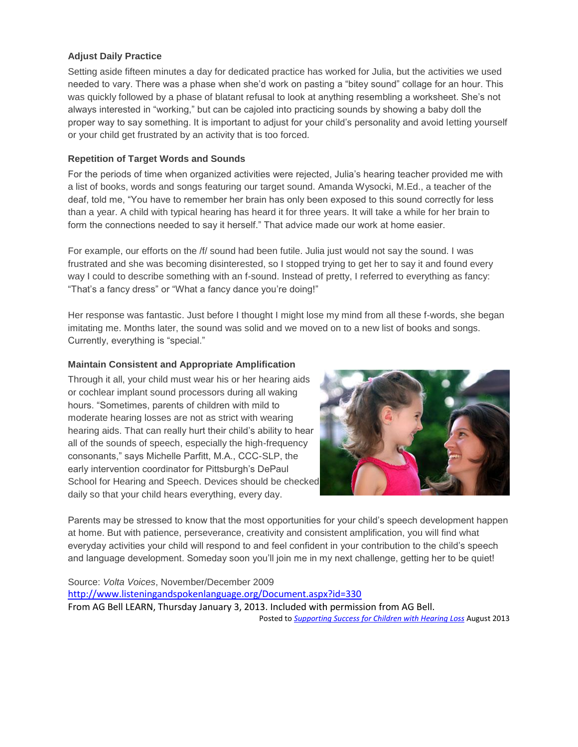### Adjust Daily Practice

Setting aside fifteen minutes a day for dedicated practice has worked for Julia, but the activities we used needed to vary. There was a phase when she'd work on pasting a "bitey sound" collage for an hour. This was quickly followed by a phase of blatant refusal to look at anything resembling a worksheet. She's not always interested in "working," but can be cajoled into practicing sounds by showing a baby doll the proper way to say something. It is important to adjust for your child's personality and avoid letting yourself or your child get frustrated by an activity that is too forced.

### Repetition of Target Words and Sounds

For the periods of time when organized activities were rejected, Julia's hearing teacher provided me with a list of books, words and songs featuring our target sound. Amanda Wysocki, M.Ed., a teacher of the deaf, told me, "You have to remember her brain has only been exposed to this sound correctly for less than a year. A child with typical hearing has heard it for three years. It will take a while for her brain to form the connections needed to say it herself." That advice made our work at home easier.

For example, our efforts on the /f/ sound had been futile. Julia just would not say the sound. I was frustrated and she was becoming disinterested, so I stopped trying to get her to say it and found every way I could to describe something with an f-sound. Instead of pretty, I referred to everything as fancy: "That's a fancy dress" or "What a fancy dance you're doing!"

Her response was fantastic. Just before I thought I might lose my mind from all these f-words, she began imitating me. Months later, the sound was solid and we moved on to a new list of books and songs. Currently, everything is "special."

### Maintain Consistent and Appropriate Amplification

Through it all, your child must wear his or her hearing aids or cochlear implant sound processors during all waking hours. "Sometimes, parents of children with mild to moderate hearing losses are not as strict with wearing hearing aids. That can really hurt their child's ability to hear all of the sounds of speech, especially the high-frequency consonants," says Michelle Parfitt, M.A., CCC-SLP, the early intervention coordinator for Pittsburgh's DePaul School for Hearing and Speech. Devices should be checked daily so that your child hears everything, every day.

Parents may be stressed to know that the most opportunities for your child's speech development happen at home. But with patience, perseverance, creativity and consistent amplification, you will find what everyday activities your child will respond to and feel confident in your contribution to the child's speech and language development. Someday soon you'll join me in my next challenge, getting her to be quiet!

Source: *Volta Voices*, November/December 2009
http://www.listeningandspokenlanguage.org/Document.aspx?id=330
From AG Bell LEARN, Thursday January 3, 2013. Included with permission from AG Bell.

Posted to *Supporting Success for Children with Hearing Loss* August 2013